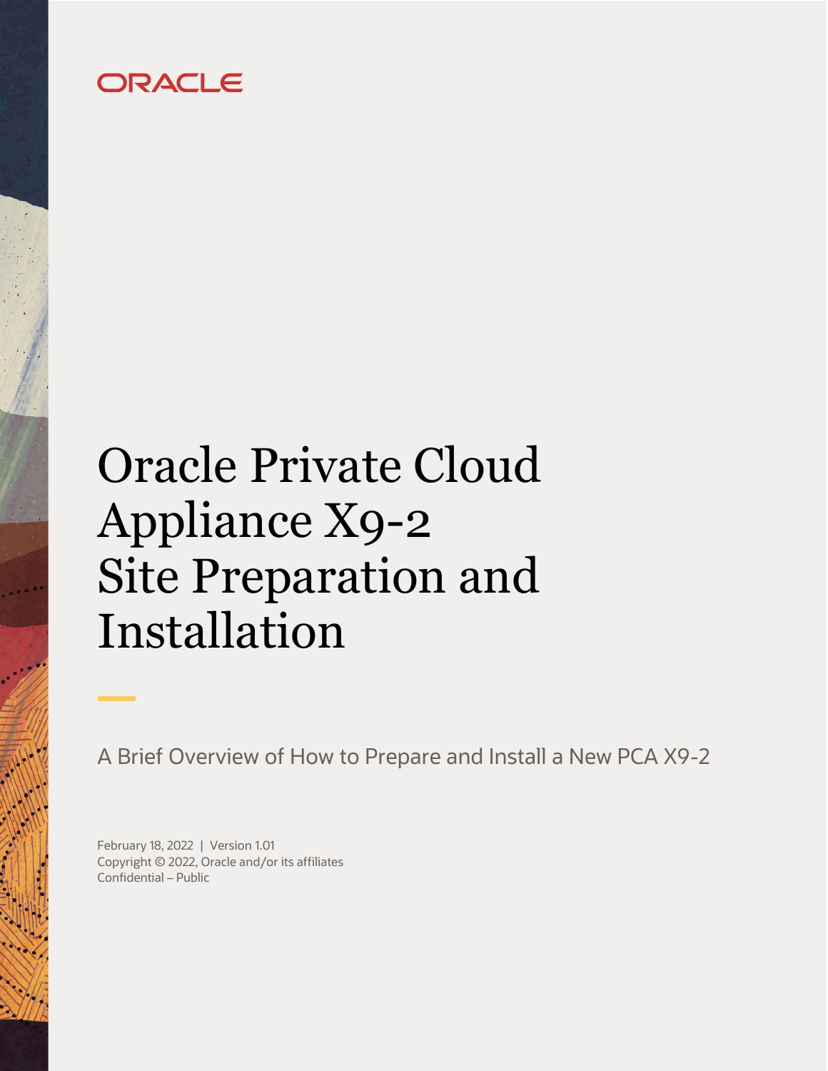ORACLE

# Oracle Private Cloud Appliance X9-2 Site Preparation and Installation

A Brief Overview of How to Prepare and Install a New PCA X9-2

February 18, 2022 | Version 1.01
Copyright © 2022, Oracle and/or its affiliates
Confidential – Public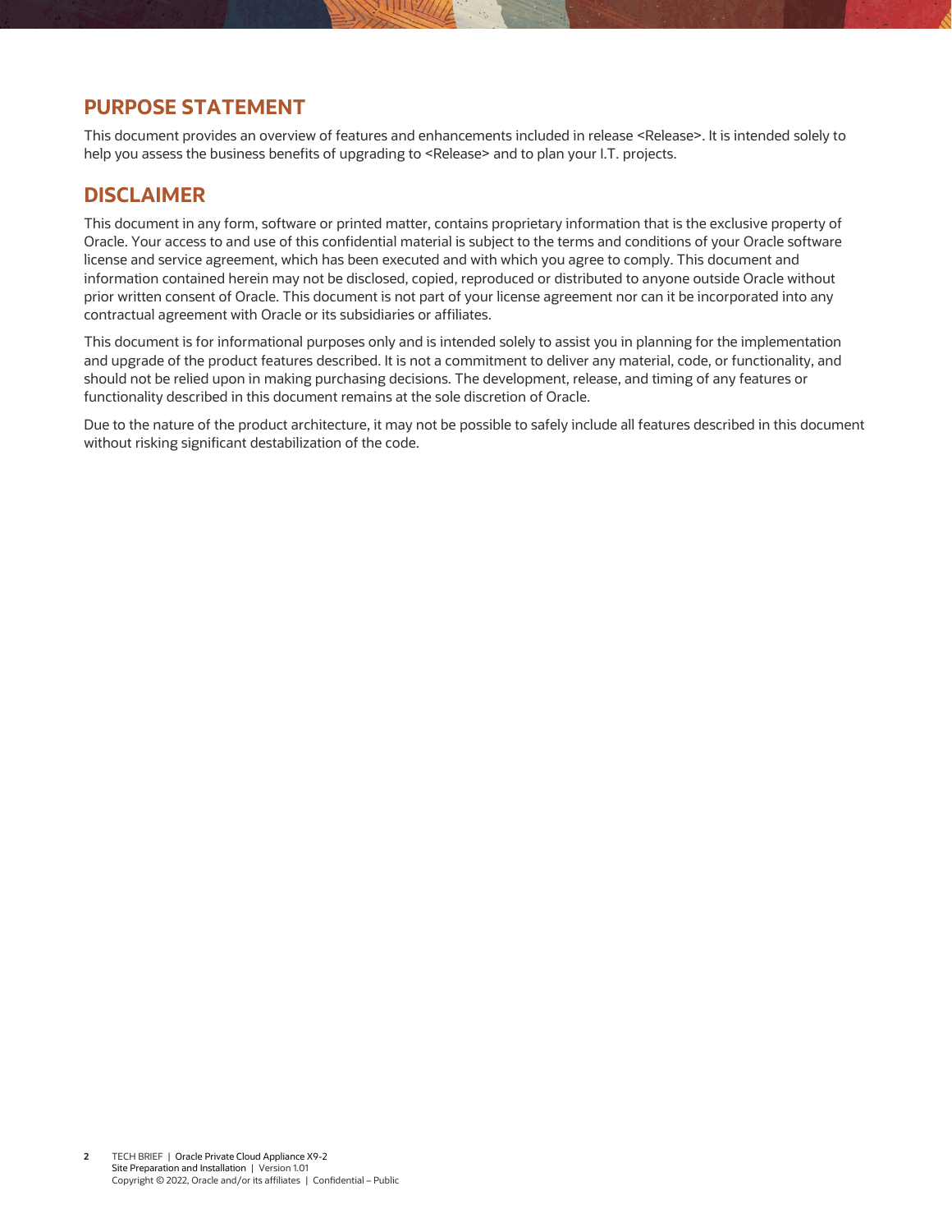## PURPOSE STATEMENT

This document provides an overview of features and enhancements included in release <Release>. It is intended solely to help you assess the business benefits of upgrading to <Release> and to plan your I.T. projects.

## DISCLAIMER

This document in any form, software or printed matter, contains proprietary information that is the exclusive property of Oracle. Your access to and use of this confidential material is subject to the terms and conditions of your Oracle software license and service agreement, which has been executed and with which you agree to comply. This document and information contained herein may not be disclosed, copied, reproduced or distributed to anyone outside Oracle without prior written consent of Oracle. This document is not part of your license agreement nor can it be incorporated into any contractual agreement with Oracle or its subsidiaries or affiliates.

This document is for informational purposes only and is intended solely to assist you in planning for the implementation and upgrade of the product features described. It is not a commitment to deliver any material, code, or functionality, and should not be relied upon in making purchasing decisions. The development, release, and timing of any features or functionality described in this document remains at the sole discretion of Oracle.

Due to the nature of the product architecture, it may not be possible to safely include all features described in this document without risking significant destabilization of the code.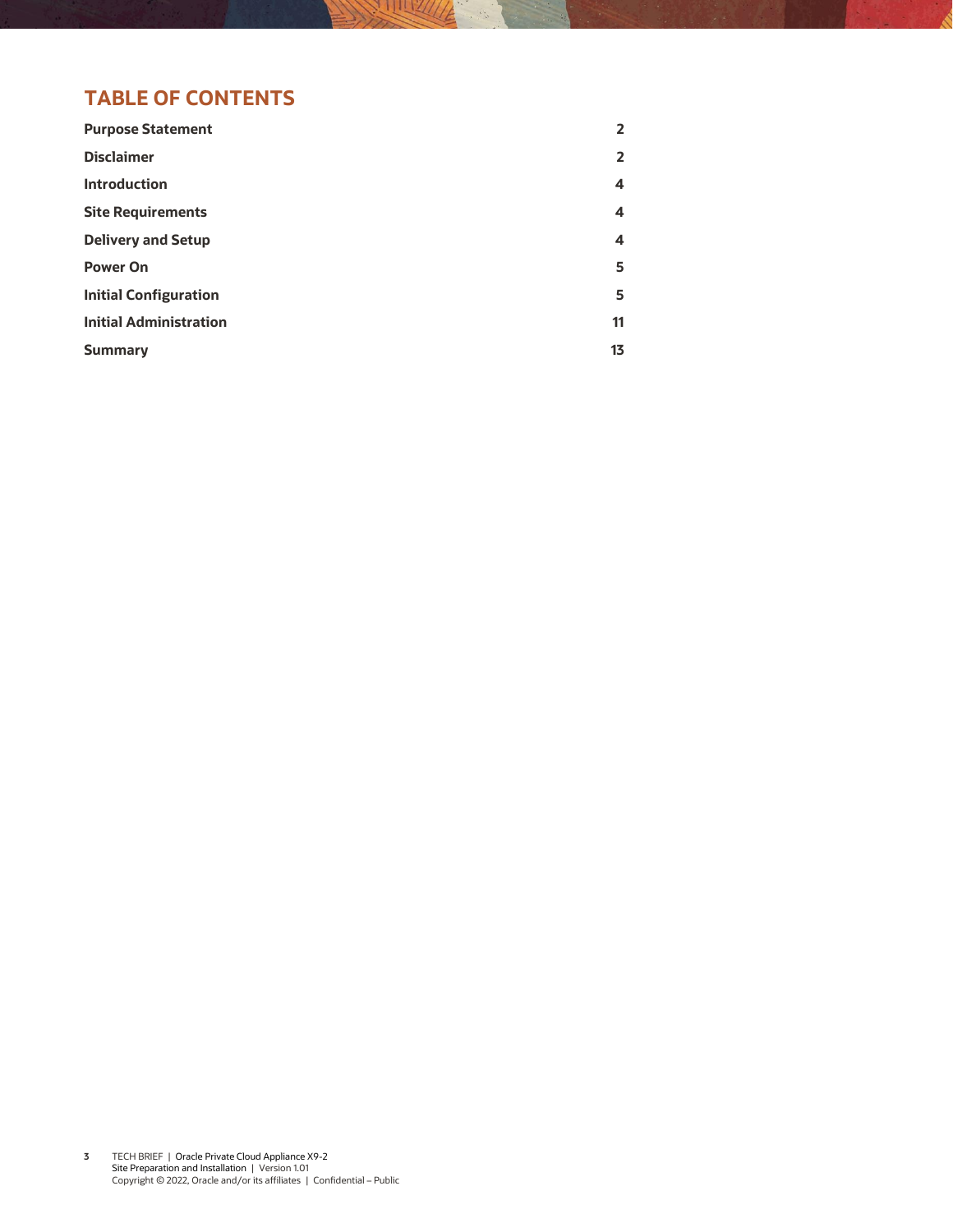# TABLE OF CONTENTS

| | |
|---|---|
| **Purpose Statement** | **2** |
| **Disclaimer** | **2** |
| **Introduction** | **4** |
| **Site Requirements** | **4** |
| **Delivery and Setup** | **4** |
| **Power On** | **5** |
| **Initial Configuration** | **5** |
| **Initial Administration** | **11** |
| **Summary** | **13** |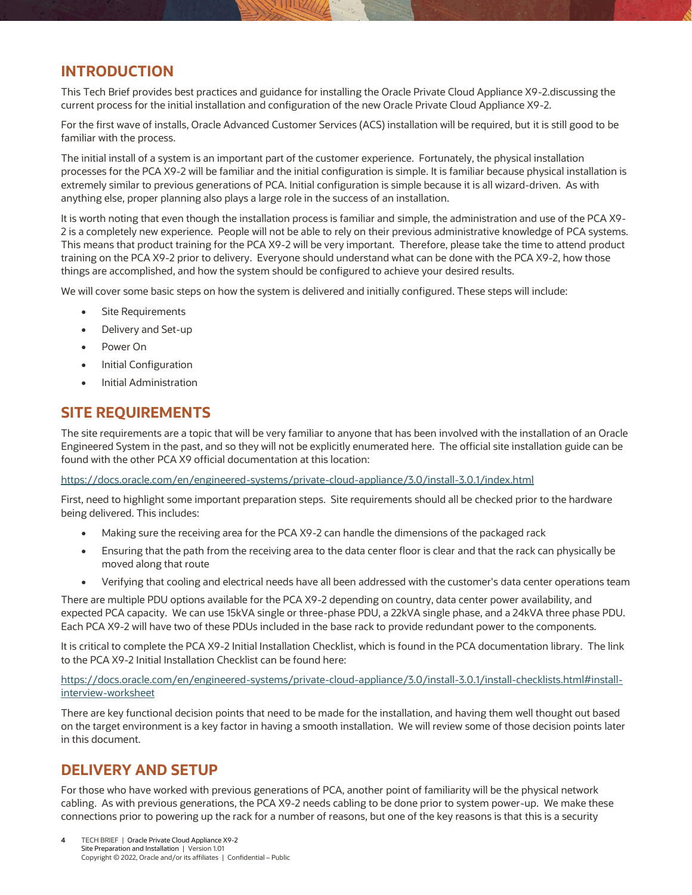## INTRODUCTION

This Tech Brief provides best practices and guidance for installing the Oracle Private Cloud Appliance X9-2.discussing the current process for the initial installation and configuration of the new Oracle Private Cloud Appliance X9-2.

For the first wave of installs, Oracle Advanced Customer Services (ACS) installation will be required, but it is still good to be familiar with the process.

The initial install of a system is an important part of the customer experience. Fortunately, the physical installation processes for the PCA X9-2 will be familiar and the initial configuration is simple. It is familiar because physical installation is extremely similar to previous generations of PCA. Initial configuration is simple because it is all wizard-driven. As with anything else, proper planning also plays a large role in the success of an installation.

It is worth noting that even though the installation process is familiar and simple, the administration and use of the PCA X9-2 is a completely new experience. People will not be able to rely on their previous administrative knowledge of PCA systems. This means that product training for the PCA X9-2 will be very important. Therefore, please take the time to attend product training on the PCA X9-2 prior to delivery. Everyone should understand what can be done with the PCA X9-2, how those things are accomplished, and how the system should be configured to achieve your desired results.

We will cover some basic steps on how the system is delivered and initially configured. These steps will include:

- Site Requirements
- Delivery and Set-up
- Power On
- Initial Configuration
- Initial Administration

## SITE REQUIREMENTS

The site requirements are a topic that will be very familiar to anyone that has been involved with the installation of an Oracle Engineered System in the past, and so they will not be explicitly enumerated here. The official site installation guide can be found with the other PCA X9 official documentation at this location:

https://docs.oracle.com/en/engineered-systems/private-cloud-appliance/3.0/install-3.0.1/index.html

First, need to highlight some important preparation steps. Site requirements should all be checked prior to the hardware being delivered. This includes:

- Making sure the receiving area for the PCA X9-2 can handle the dimensions of the packaged rack
- Ensuring that the path from the receiving area to the data center floor is clear and that the rack can physically be moved along that route
- Verifying that cooling and electrical needs have all been addressed with the customer's data center operations team

There are multiple PDU options available for the PCA X9-2 depending on country, data center power availability, and expected PCA capacity. We can use 15kVA single or three-phase PDU, a 22kVA single phase, and a 24kVA three phase PDU. Each PCA X9-2 will have two of these PDUs included in the base rack to provide redundant power to the components.

It is critical to complete the PCA X9-2 Initial Installation Checklist, which is found in the PCA documentation library. The link to the PCA X9-2 Initial Installation Checklist can be found here:

https://docs.oracle.com/en/engineered-systems/private-cloud-appliance/3.0/install-3.0.1/install-checklists.html#install-interview-worksheet

There are key functional decision points that need to be made for the installation, and having them well thought out based on the target environment is a key factor in having a smooth installation. We will review some of those decision points later in this document.

## DELIVERY AND SETUP

For those who have worked with previous generations of PCA, another point of familiarity will be the physical network cabling. As with previous generations, the PCA X9-2 needs cabling to be done prior to system power-up. We make these connections prior to powering up the rack for a number of reasons, but one of the key reasons is that this is a security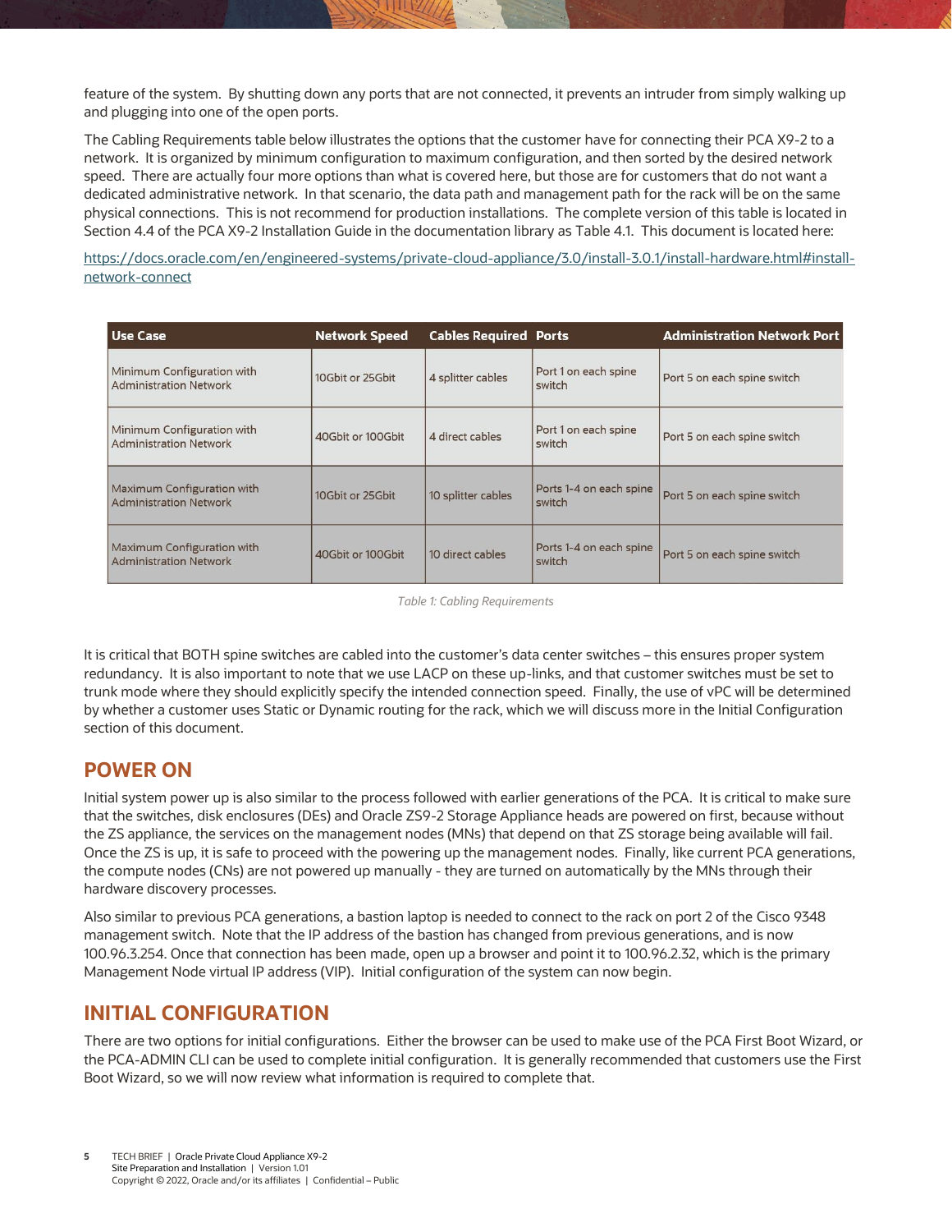feature of the system. By shutting down any ports that are not connected, it prevents an intruder from simply walking up and plugging into one of the open ports.

The Cabling Requirements table below illustrates the options that the customer have for connecting their PCA X9-2 to a network. It is organized by minimum configuration to maximum configuration, and then sorted by the desired network speed. There are actually four more options than what is covered here, but those are for customers that do not want a dedicated administrative network. In that scenario, the data path and management path for the rack will be on the same physical connections. This is not recommend for production installations. The complete version of this table is located in Section 4.4 of the PCA X9-2 Installation Guide in the documentation library as Table 4.1. This document is located here:

[https://docs.oracle.com/en/engineered-systems/private-cloud-appliance/3.0/install-3.0.1/install-hardware.html#install-network-connect](https://docs.oracle.com/en/engineered-systems/private-cloud-appliance/3.0/install-3.0.1/install-hardware.html#install-network-connect)

| Use Case | Network Speed | Cables Required | Ports | Administration Network Port |
|---|---|---|---|---|
| Minimum Configuration with Administration Network | 10Gbit or 25Gbit | 4 splitter cables | Port 1 on each spine switch | Port 5 on each spine switch |
| Minimum Configuration with Administration Network | 40Gbit or 100Gbit | 4 direct cables | Port 1 on each spine switch | Port 5 on each spine switch |
| Maximum Configuration with Administration Network | 10Gbit or 25Gbit | 10 splitter cables | Ports 1-4 on each spine switch | Port 5 on each spine switch |
| Maximum Configuration with Administration Network | 40Gbit or 100Gbit | 10 direct cables | Ports 1-4 on each spine switch | Port 5 on each spine switch |

*Table 1: Cabling Requirements*

It is critical that BOTH spine switches are cabled into the customer's data center switches – this ensures proper system redundancy. It is also important to note that we use LACP on these up-links, and that customer switches must be set to trunk mode where they should explicitly specify the intended connection speed. Finally, the use of vPC will be determined by whether a customer uses Static or Dynamic routing for the rack, which we will discuss more in the Initial Configuration section of this document.

## POWER ON

Initial system power up is also similar to the process followed with earlier generations of the PCA. It is critical to make sure that the switches, disk enclosures (DEs) and Oracle ZS9-2 Storage Appliance heads are powered on first, because without the ZS appliance, the services on the management nodes (MNs) that depend on that ZS storage being available will fail. Once the ZS is up, it is safe to proceed with the powering up the management nodes. Finally, like current PCA generations, the compute nodes (CNs) are not powered up manually - they are turned on automatically by the MNs through their hardware discovery processes.

Also similar to previous PCA generations, a bastion laptop is needed to connect to the rack on port 2 of the Cisco 9348 management switch. Note that the IP address of the bastion has changed from previous generations, and is now 100.96.3.254. Once that connection has been made, open up a browser and point it to 100.96.2.32, which is the primary Management Node virtual IP address (VIP). Initial configuration of the system can now begin.

## INITIAL CONFIGURATION

There are two options for initial configurations. Either the browser can be used to make use of the PCA First Boot Wizard, or the PCA-ADMIN CLI can be used to complete initial configuration. It is generally recommended that customers use the First Boot Wizard, so we will now review what information is required to complete that.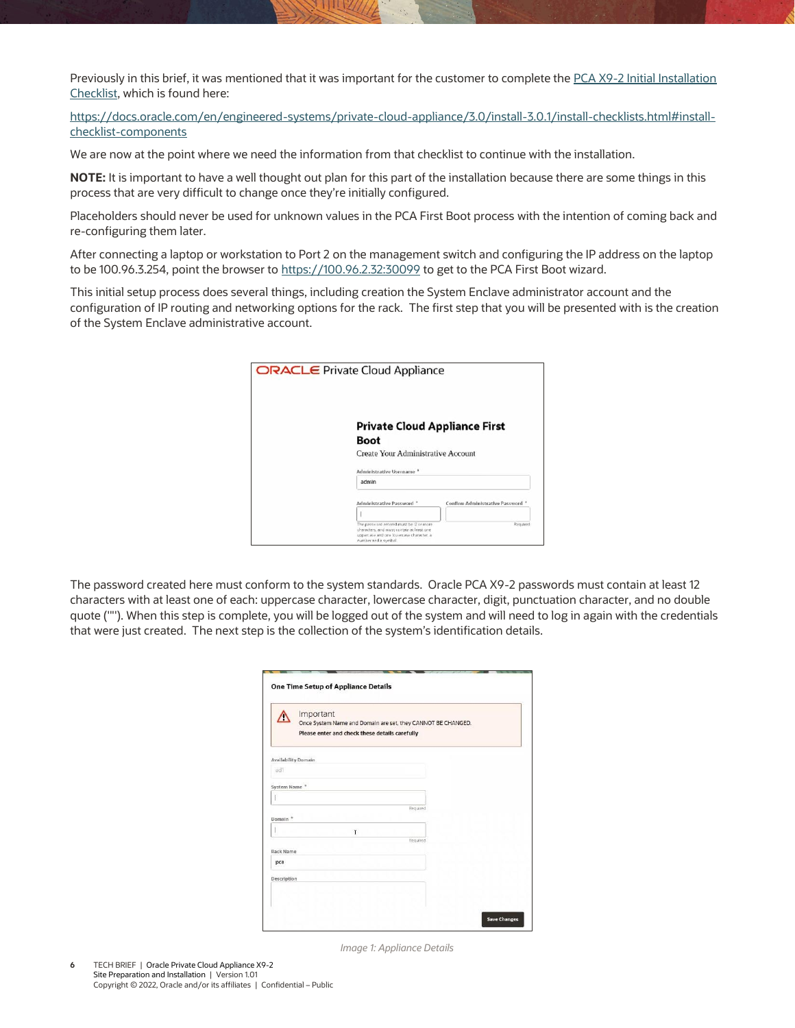Previously in this brief, it was mentioned that it was important for the customer to complete the [PCA X9-2 Initial Installation Checklist](https://docs.oracle.com/en/engineered-systems/private-cloud-appliance/3.0/install-3.0.1/install-checklists.html#install-checklist-components), which is found here:

[https://docs.oracle.com/en/engineered-systems/private-cloud-appliance/3.0/install-3.0.1/install-checklists.html#install-checklist-components](https://docs.oracle.com/en/engineered-systems/private-cloud-appliance/3.0/install-3.0.1/install-checklists.html#install-checklist-components)

We are now at the point where we need the information from that checklist to continue with the installation.

**NOTE:** It is important to have a well thought out plan for this part of the installation because there are some things in this process that are very difficult to change once they're initially configured.

Placeholders should never be used for unknown values in the PCA First Boot process with the intention of coming back and re-configuring them later.

After connecting a laptop or workstation to Port 2 on the management switch and configuring the IP address on the laptop to be 100.96.3.254, point the browser to [https://100.96.2.32:30099](https://100.96.2.32:30099) to get to the PCA First Boot wizard.

This initial setup process does several things, including creation the System Enclave administrator account and the configuration of IP routing and networking options for the rack. The first step that you will be presented with is the creation of the System Enclave administrative account.

The password created here must conform to the system standards. Oracle PCA X9-2 passwords must contain at least 12 characters with at least one of each: uppercase character, lowercase character, digit, punctuation character, and no double quote (""). When this step is complete, you will be logged out of the system and will need to log in again with the credentials that were just created. The next step is the collection of the system's identification details.

*Image 1: Appliance Details*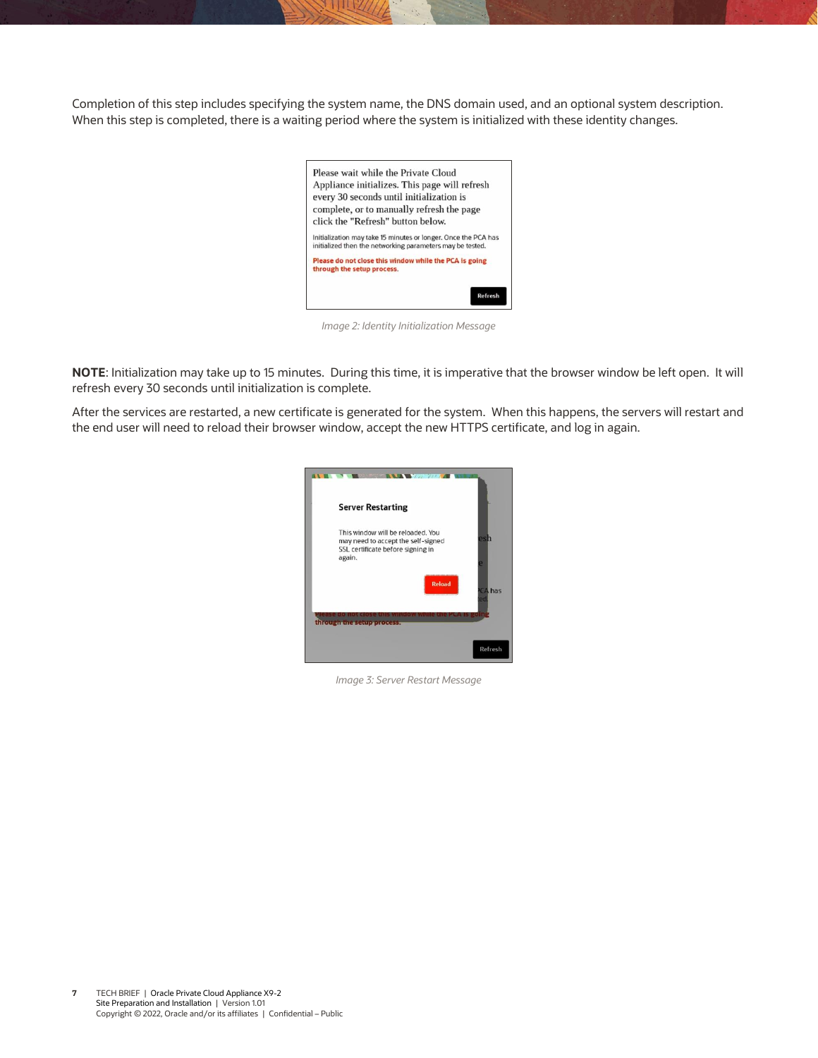Completion of this step includes specifying the system name, the DNS domain used, and an optional system description. When this step is completed, there is a waiting period where the system is initialized with these identity changes.

*Image 2: Identity Initialization Message*

**NOTE**: Initialization may take up to 15 minutes. During this time, it is imperative that the browser window be left open. It will refresh every 30 seconds until initialization is complete.

After the services are restarted, a new certificate is generated for the system. When this happens, the servers will restart and the end user will need to reload their browser window, accept the new HTTPS certificate, and log in again.

*Image 3: Server Restart Message*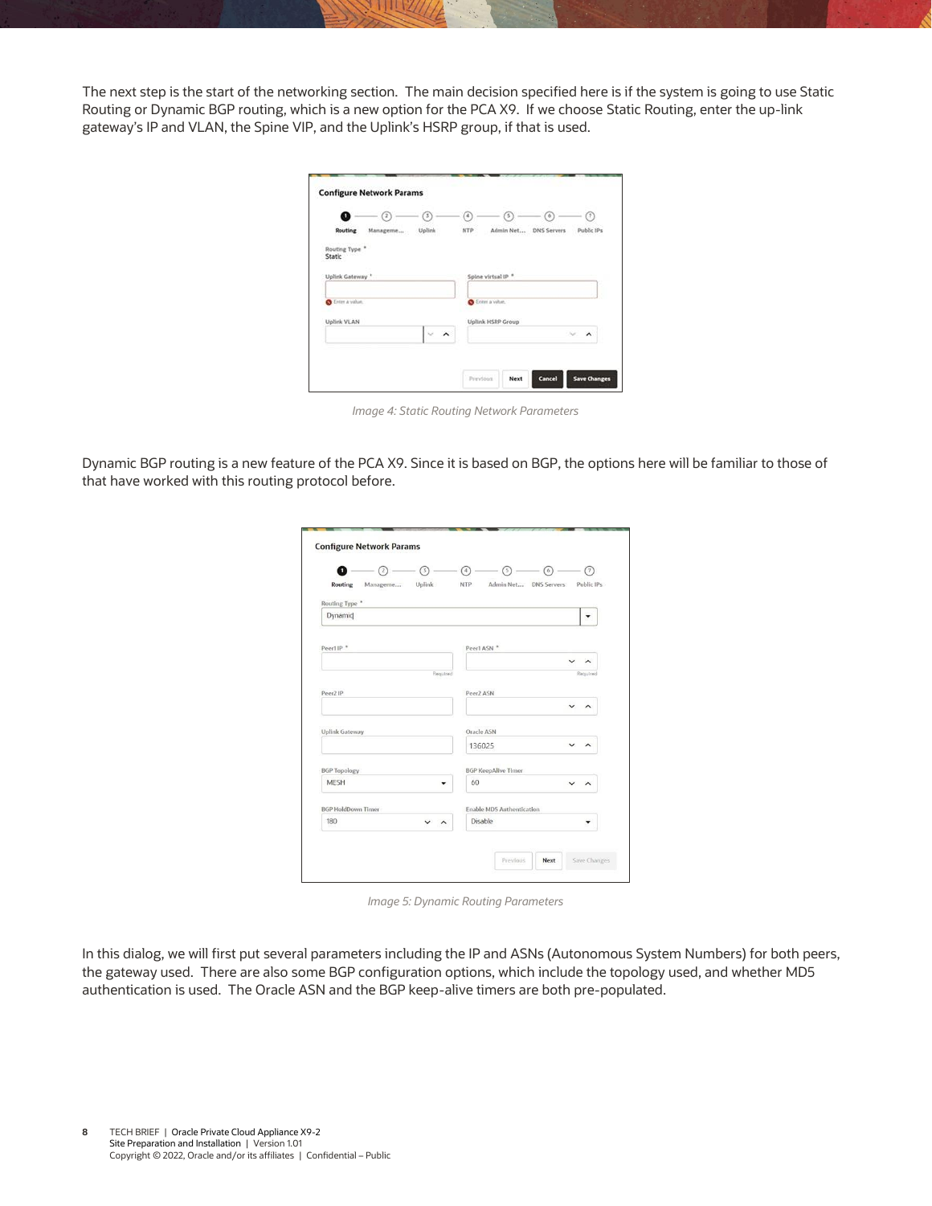The next step is the start of the networking section. The main decision specified here is if the system is going to use Static Routing or Dynamic BGP routing, which is a new option for the PCA X9. If we choose Static Routing, enter the up-link gateway's IP and VLAN, the Spine VIP, and the Uplink's HSRP group, if that is used.

*Image 4: Static Routing Network Parameters*

Dynamic BGP routing is a new feature of the PCA X9. Since it is based on BGP, the options here will be familiar to those of that have worked with this routing protocol before.

*Image 5: Dynamic Routing Parameters*

In this dialog, we will first put several parameters including the IP and ASNs (Autonomous System Numbers) for both peers, the gateway used. There are also some BGP configuration options, which include the topology used, and whether MD5 authentication is used. The Oracle ASN and the BGP keep-alive timers are both pre-populated.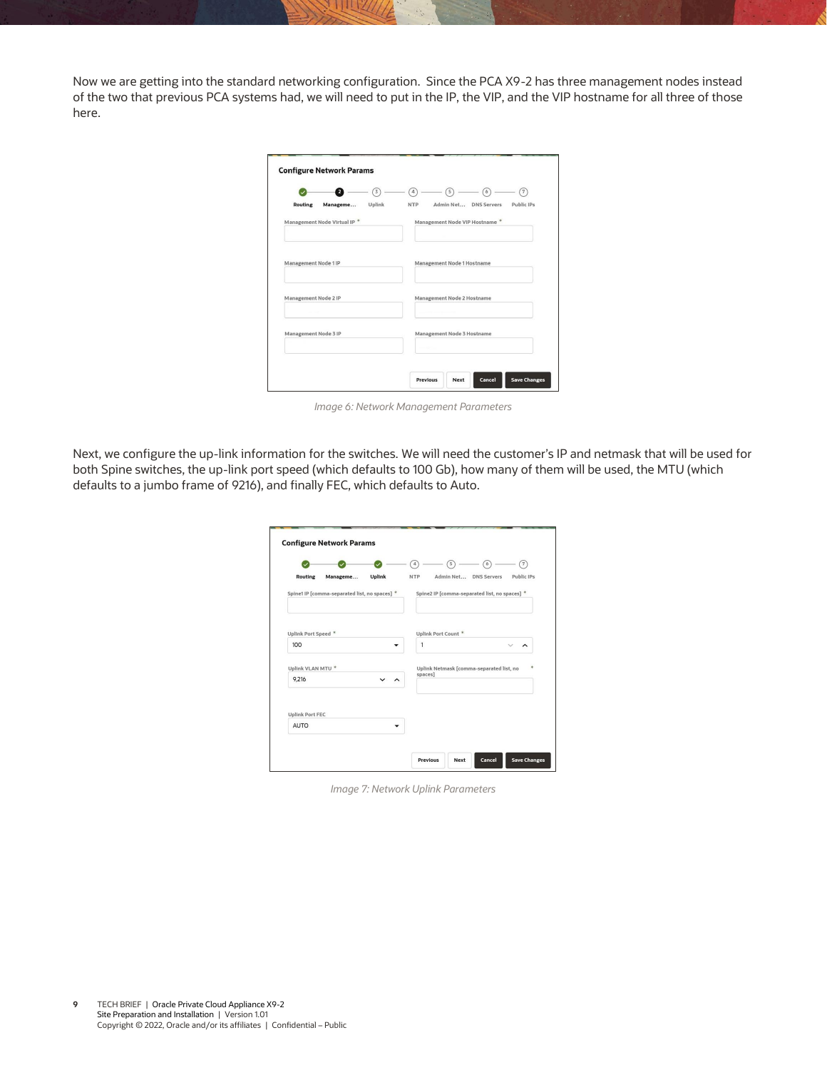Now we are getting into the standard networking configuration. Since the PCA X9-2 has three management nodes instead of the two that previous PCA systems had, we will need to put in the IP, the VIP, and the VIP hostname for all three of those here.

*Image 6: Network Management Parameters*

Next, we configure the up-link information for the switches. We will need the customer's IP and netmask that will be used for both Spine switches, the up-link port speed (which defaults to 100 Gb), how many of them will be used, the MTU (which defaults to a jumbo frame of 9216), and finally FEC, which defaults to Auto.

*Image 7: Network Uplink Parameters*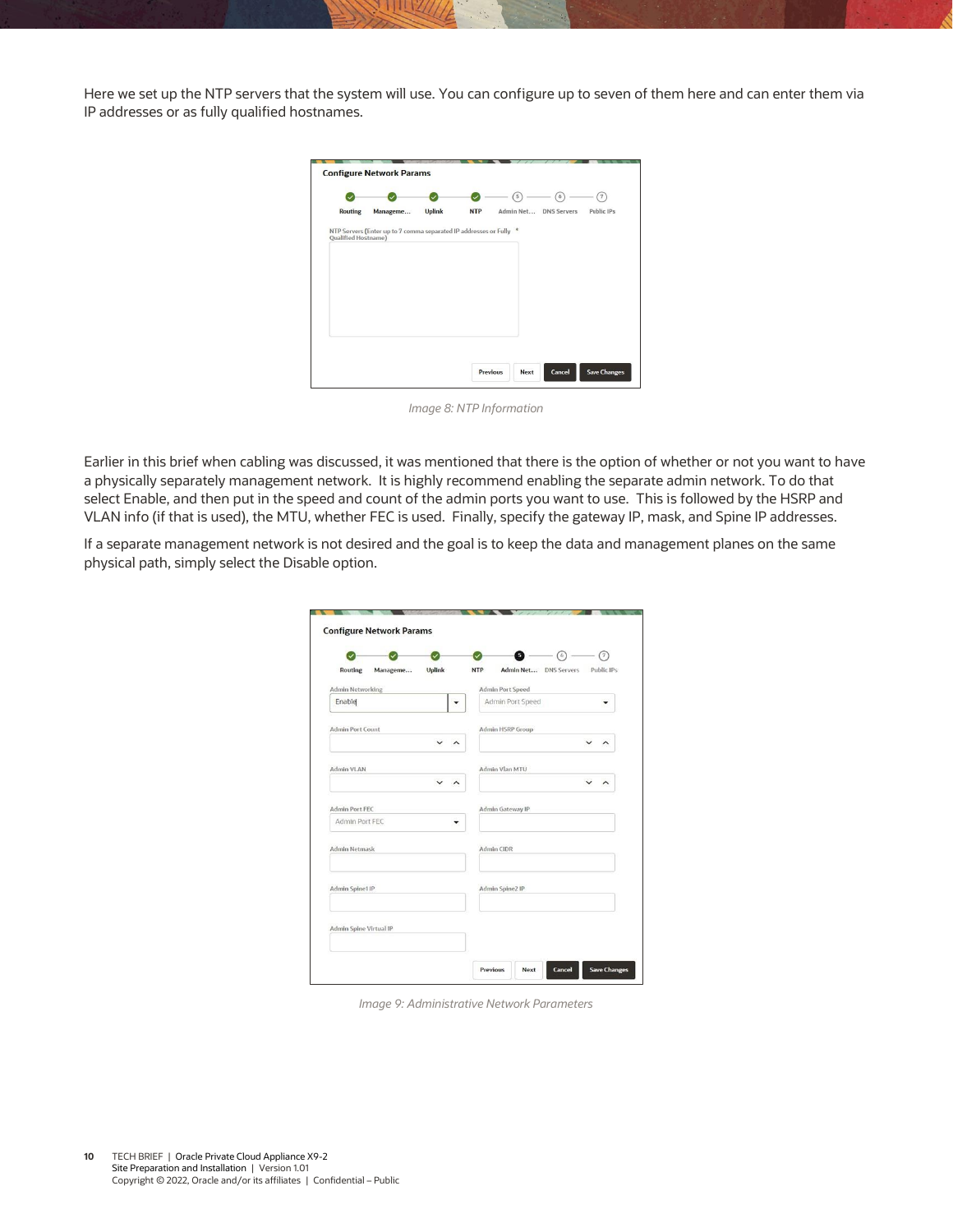Here we set up the NTP servers that the system will use. You can configure up to seven of them here and can enter them via IP addresses or as fully qualified hostnames.

Image 8: NTP Information

Earlier in this brief when cabling was discussed, it was mentioned that there is the option of whether or not you want to have a physically separately management network. It is highly recommend enabling the separate admin network. To do that select Enable, and then put in the speed and count of the admin ports you want to use. This is followed by the HSRP and VLAN info (if that is used), the MTU, whether FEC is used. Finally, specify the gateway IP, mask, and Spine IP addresses.

If a separate management network is not desired and the goal is to keep the data and management planes on the same physical path, simply select the Disable option.

Image 9: Administrative Network Parameters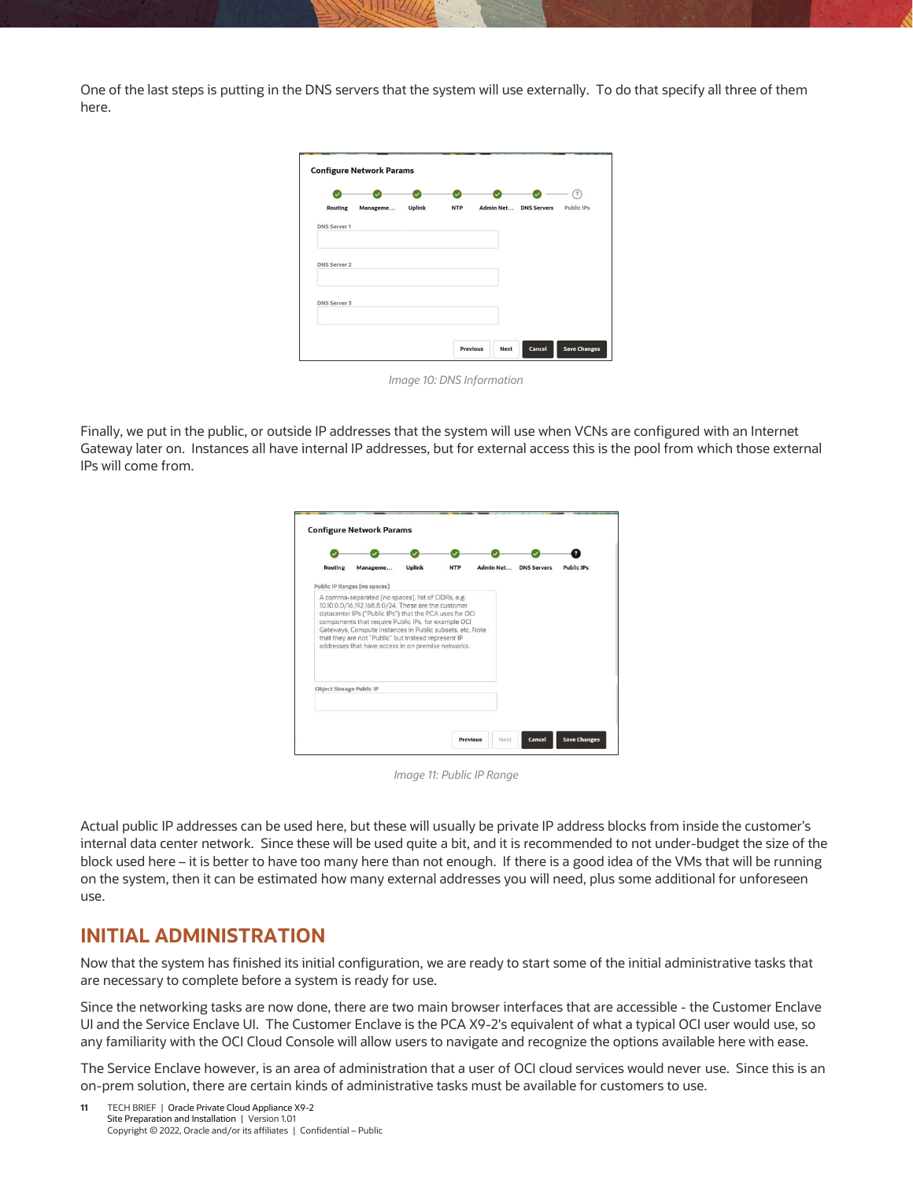One of the last steps is putting in the DNS servers that the system will use externally. To do that specify all three of them here.

*Image 10: DNS Information*

Finally, we put in the public, or outside IP addresses that the system will use when VCNs are configured with an Internet Gateway later on. Instances all have internal IP addresses, but for external access this is the pool from which those external IPs will come from.

*Image 11: Public IP Range*

Actual public IP addresses can be used here, but these will usually be private IP address blocks from inside the customer's internal data center network. Since these will be used quite a bit, and it is recommended to not under-budget the size of the block used here – it is better to have too many here than not enough. If there is a good idea of the VMs that will be running on the system, then it can be estimated how many external addresses you will need, plus some additional for unforeseen use.

## INITIAL ADMINISTRATION

Now that the system has finished its initial configuration, we are ready to start some of the initial administrative tasks that are necessary to complete before a system is ready for use.

Since the networking tasks are now done, there are two main browser interfaces that are accessible - the Customer Enclave UI and the Service Enclave UI. The Customer Enclave is the PCA X9-2's equivalent of what a typical OCI user would use, so any familiarity with the OCI Cloud Console will allow users to navigate and recognize the options available here with ease.

The Service Enclave however, is an area of administration that a user of OCI cloud services would never use. Since this is an on-prem solution, there are certain kinds of administrative tasks must be available for customers to use.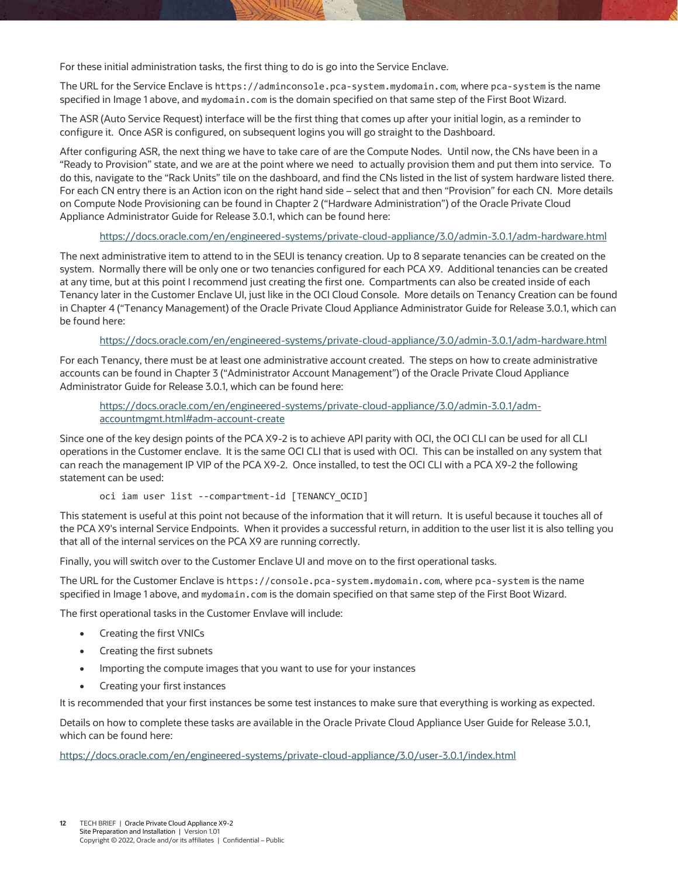For these initial administration tasks, the first thing to do is go into the Service Enclave.

The URL for the Service Enclave is `https://adminconsole.pca-system.mydomain.com`, where `pca-system` is the name specified in Image 1 above, and `mydomain.com` is the domain specified on that same step of the First Boot Wizard.

The ASR (Auto Service Request) interface will be the first thing that comes up after your initial login, as a reminder to configure it. Once ASR is configured, on subsequent logins you will go straight to the Dashboard.

After configuring ASR, the next thing we have to take care of are the Compute Nodes. Until now, the CNs have been in a "Ready to Provision" state, and we are at the point where we need to actually provision them and put them into service. To do this, navigate to the "Rack Units" tile on the dashboard, and find the CNs listed in the list of system hardware listed there. For each CN entry there is an Action icon on the right hand side – select that and then "Provision" for each CN. More details on Compute Node Provisioning can be found in Chapter 2 ("Hardware Administration") of the Oracle Private Cloud Appliance Administrator Guide for Release 3.0.1, which can be found here:

> https://docs.oracle.com/en/engineered-systems/private-cloud-appliance/3.0/admin-3.0.1/adm-hardware.html

The next administrative item to attend to in the SEUI is tenancy creation. Up to 8 separate tenancies can be created on the system. Normally there will be only one or two tenancies configured for each PCA X9. Additional tenancies can be created at any time, but at this point I recommend just creating the first one. Compartments can also be created inside of each Tenancy later in the Customer Enclave UI, just like in the OCI Cloud Console. More details on Tenancy Creation can be found in Chapter 4 ("Tenancy Management) of the Oracle Private Cloud Appliance Administrator Guide for Release 3.0.1, which can be found here:

> https://docs.oracle.com/en/engineered-systems/private-cloud-appliance/3.0/admin-3.0.1/adm-hardware.html

For each Tenancy, there must be at least one administrative account created. The steps on how to create administrative accounts can be found in Chapter 3 ("Administrator Account Management") of the Oracle Private Cloud Appliance Administrator Guide for Release 3.0.1, which can be found here:

> https://docs.oracle.com/en/engineered-systems/private-cloud-appliance/3.0/admin-3.0.1/adm-accountmgmt.html#adm-account-create

Since one of the key design points of the PCA X9-2 is to achieve API parity with OCI, the OCI CLI can be used for all CLI operations in the Customer enclave. It is the same OCI CLI that is used with OCI. This can be installed on any system that can reach the management IP VIP of the PCA X9-2. Once installed, to test the OCI CLI with a PCA X9-2 the following statement can be used:

```
oci iam user list --compartment-id [TENANCY_OCID]
```

This statement is useful at this point not because of the information that it will return. It is useful because it touches all of the PCA X9's internal Service Endpoints. When it provides a successful return, in addition to the user list it is also telling you that all of the internal services on the PCA X9 are running correctly.

Finally, you will switch over to the Customer Enclave UI and move on to the first operational tasks.

The URL for the Customer Enclave is `https://console.pca-system.mydomain.com`, where `pca-system` is the name specified in Image 1 above, and `mydomain.com` is the domain specified on that same step of the First Boot Wizard.

The first operational tasks in the Customer Envlave will include:

- Creating the first VNICs
- Creating the first subnets
- Importing the compute images that you want to use for your instances
- Creating your first instances

It is recommended that your first instances be some test instances to make sure that everything is working as expected.

Details on how to complete these tasks are available in the Oracle Private Cloud Appliance User Guide for Release 3.0.1, which can be found here:

https://docs.oracle.com/en/engineered-systems/private-cloud-appliance/3.0/user-3.0.1/index.html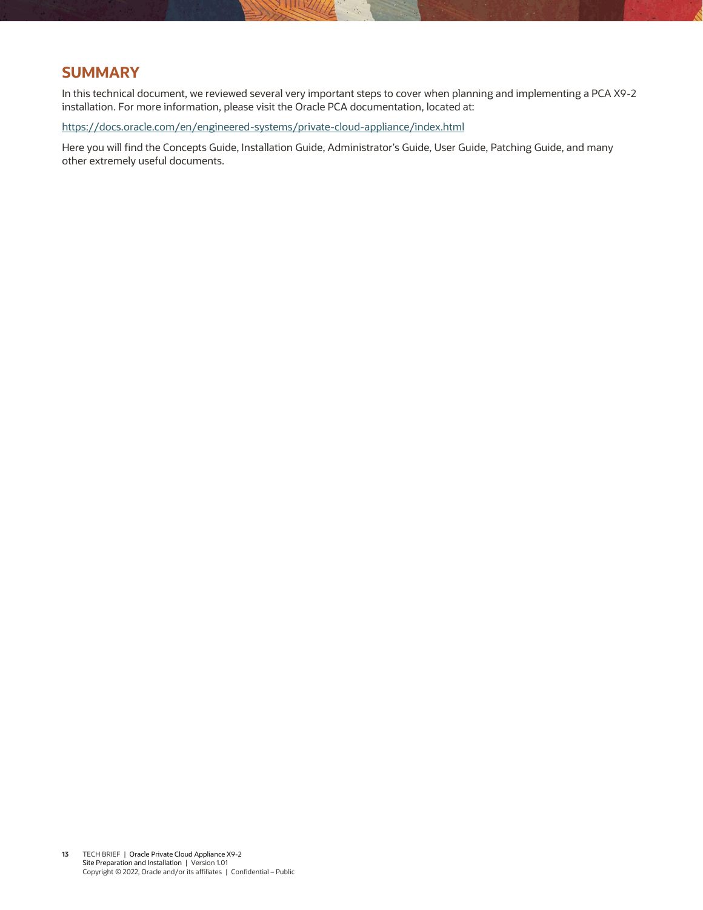## SUMMARY

In this technical document, we reviewed several very important steps to cover when planning and implementing a PCA X9-2 installation. For more information, please visit the Oracle PCA documentation, located at:

https://docs.oracle.com/en/engineered-systems/private-cloud-appliance/index.html

Here you will find the Concepts Guide, Installation Guide, Administrator's Guide, User Guide, Patching Guide, and many other extremely useful documents.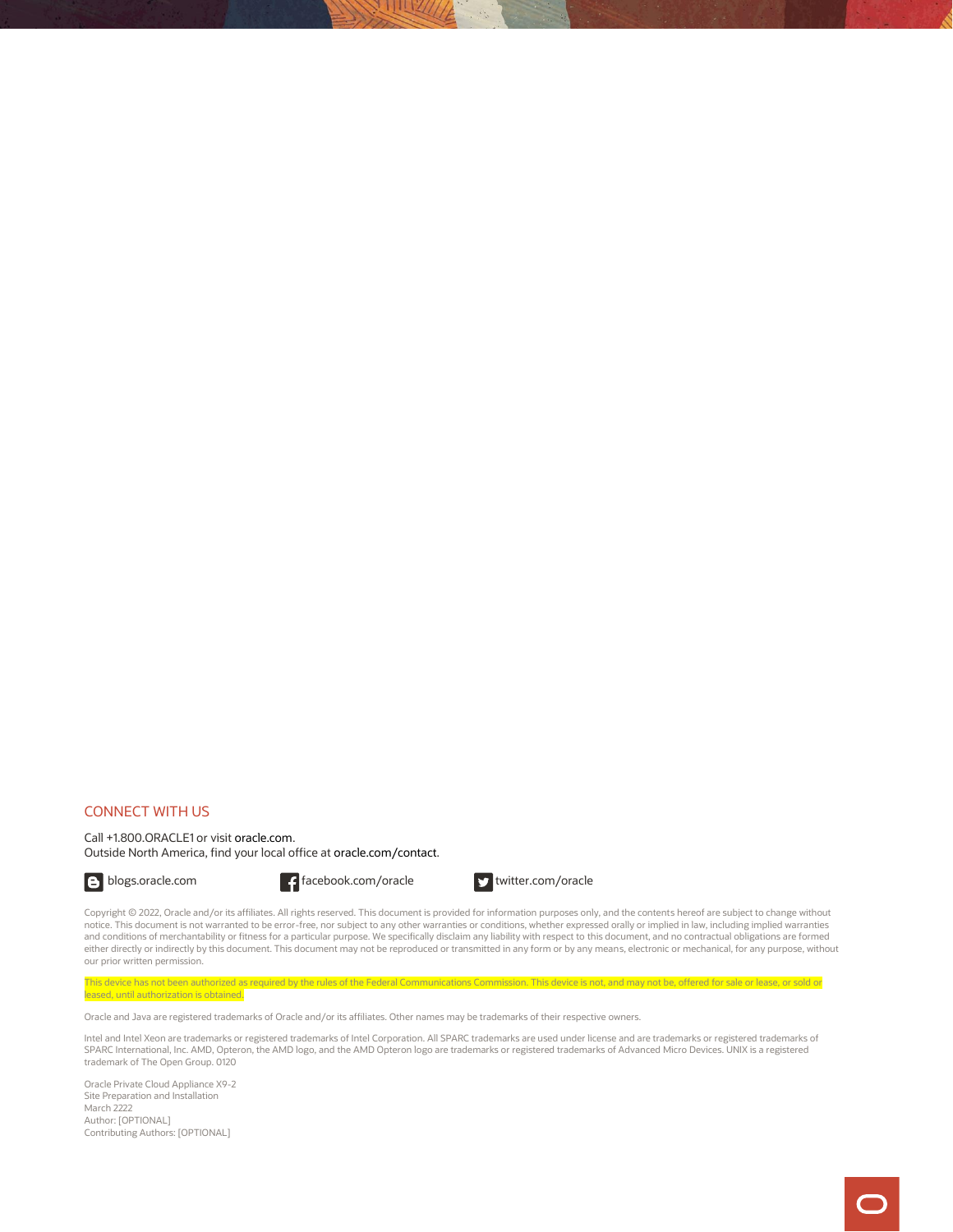## CONNECT WITH US

Call +1.800.ORACLE1 or visit oracle.com.
Outside North America, find your local office at oracle.com/contact.

blogs.oracle.com    facebook.com/oracle    twitter.com/oracle

Copyright © 2022, Oracle and/or its affiliates. All rights reserved. This document is provided for information purposes only, and the contents hereof are subject to change without notice. This document is not warranted to be error-free, nor subject to any other warranties or conditions, whether expressed orally or implied in law, including implied warranties and conditions of merchantability or fitness for a particular purpose. We specifically disclaim any liability with respect to this document, and no contractual obligations are formed either directly or indirectly by this document. This document may not be reproduced or transmitted in any form or by any means, electronic or mechanical, for any purpose, without our prior written permission.

This device has not been authorized as required by the rules of the Federal Communications Commission. This device is not, and may not be, offered for sale or lease, or sold or leased, until authorization is obtained.

Oracle and Java are registered trademarks of Oracle and/or its affiliates. Other names may be trademarks of their respective owners.

Intel and Intel Xeon are trademarks or registered trademarks of Intel Corporation. All SPARC trademarks are used under license and are trademarks or registered trademarks of SPARC International, Inc. AMD, Opteron, the AMD logo, and the AMD Opteron logo are trademarks or registered trademarks of Advanced Micro Devices. UNIX is a registered trademark of The Open Group. 0120

Oracle Private Cloud Appliance X9-2
Site Preparation and Installation
March 2222
Author: [OPTIONAL]
Contributing Authors: [OPTIONAL]